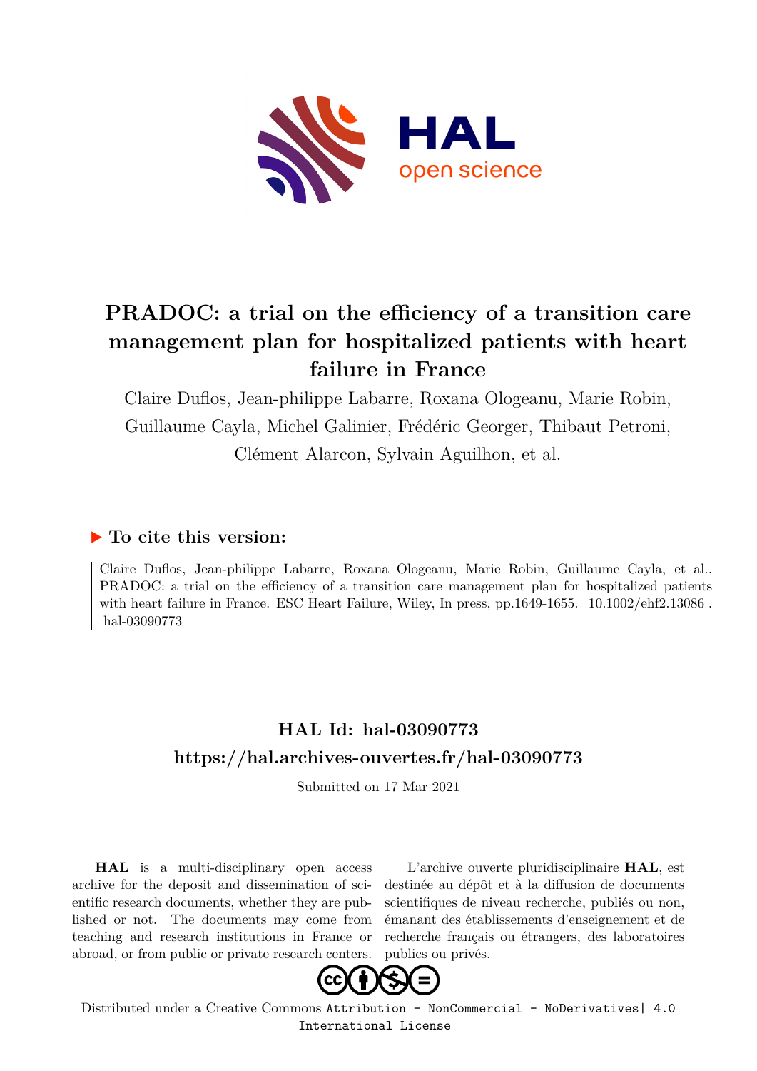# PRADOC: a trial on the efficiency of a transition care management plan for hospitalized patients with heart failure in France

Claire Duflos, Jean-philippe Labarre, Roxana Ologeanu, Marie Robin, Guillaume Cayla, Michel Galinier, Frédéric Georger, Thibaut Petroni, Clément Alarcon, Sylvain Aguilhon, et al.

## ▶ To cite this version:

Claire Duflos, Jean-philippe Labarre, Roxana Ologeanu, Marie Robin, Guillaume Cayla, et al.. PRADOC: a trial on the efficiency of a transition care management plan for hospitalized patients with heart failure in France. ESC Heart Failure, Wiley, In press, pp.1649-1655. 10.1002/ehf2.13086. hal-03090773

## HAL Id: hal-03090773

## https://hal.archives-ouvertes.fr/hal-03090773

Submitted on 17 Mar 2021

**HAL** is a multi-disciplinary open access archive for the deposit and dissemination of scientific research documents, whether they are published or not. The documents may come from teaching and research institutions in France or abroad, or from public or private research centers.

L'archive ouverte pluridisciplinaire **HAL**, est destinée au dépôt et à la diffusion de documents scientifiques de niveau recherche, publiés ou non, émanant des établissements d'enseignement et de recherche français ou étrangers, des laboratoires publics ou privés.

Distributed under a Creative Commons Attribution - NonCommercial - NoDerivatives| 4.0 International License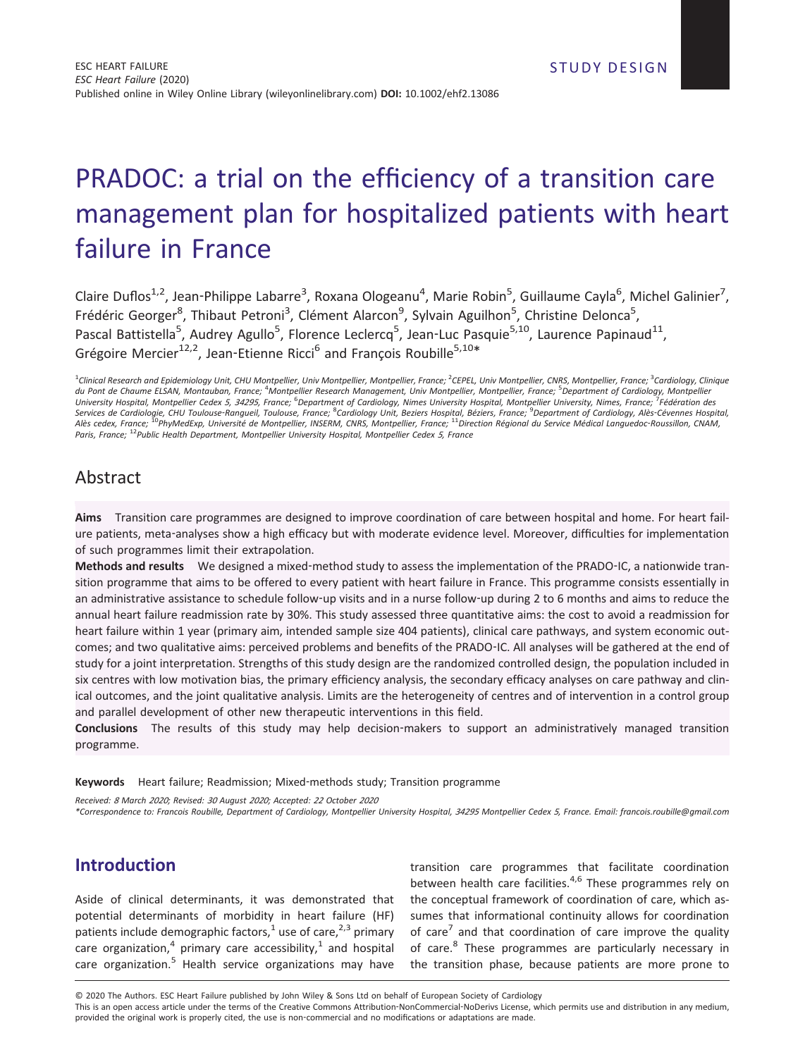# PRADOC: a trial on the efficiency of a transition care management plan for hospitalized patients with heart failure in France

Claire Duflos[1,2], Jean-Philippe Labarre[3], Roxana Ologeanu[4], Marie Robin[5], Guillaume Cayla[6], Michel Galinier[7], Frédéric Georger[8], Thibaut Petroni[3], Clément Alarcon[9], Sylvain Aguilhon[5], Christine Delonca[5], Pascal Battistella[5], Audrey Agullo[5], Florence Leclercq[5], Jean-Luc Pasquie[5,10], Laurence Papinaud[11], Grégoire Mercier[12,2], Jean-Etienne Ricci[6] and François Roubille[5,10]*

[1]*Clinical Research and Epidemiology Unit, CHU Montpellier, Univ Montpellier, Montpellier, France;* [2]*CEPEL, Univ Montpellier, CNRS, Montpellier, France;* [3]*Cardiology, Clinique du Pont de Chaume ELSAN, Montauban, France;* [4]*Montpellier Research Management, Univ Montpellier, Montpellier, France;* [5]*Department of Cardiology, Montpellier University Hospital, Montpellier Cedex 5, 34295, France;* [6]*Department of Cardiology, Nimes University Hospital, Montpellier University, Nimes, France;* [7]*Fédération des Services de Cardiologie, CHU Toulouse-Rangueil, Toulouse, France;* [8]*Cardiology Unit, Beziers Hospital, Béziers, France;* [9]*Department of Cardiology, Alès-Cévennes Hospital, Alès cedex, France;* [10]*PhyMedExp, Université de Montpellier, INSERM, CNRS, Montpellier, France;* [11]*Direction Régional du Service Médical Languedoc-Roussillon, CNAM, Paris, France;* [12]*Public Health Department, Montpellier University Hospital, Montpellier Cedex 5, France*

## Abstract

**Aims** Transition care programmes are designed to improve coordination of care between hospital and home. For heart failure patients, meta-analyses show a high efficacy but with moderate evidence level. Moreover, difficulties for implementation of such programmes limit their extrapolation.

**Methods and results** We designed a mixed-method study to assess the implementation of the PRADO-IC, a nationwide transition programme that aims to be offered to every patient with heart failure in France. This programme consists essentially in an administrative assistance to schedule follow-up visits and in a nurse follow-up during 2 to 6 months and aims to reduce the annual heart failure readmission rate by 30%. This study assessed three quantitative aims: the cost to avoid a readmission for heart failure within 1 year (primary aim, intended sample size 404 patients), clinical care pathways, and system economic outcomes; and two qualitative aims: perceived problems and benefits of the PRADO-IC. All analyses will be gathered at the end of study for a joint interpretation. Strengths of this study design are the randomized controlled design, the population included in six centres with low motivation bias, the primary efficiency analysis, the secondary efficacy analyses on care pathway and clinical outcomes, and the joint qualitative analysis. Limits are the heterogeneity of centres and of intervention in a control group and parallel development of other new therapeutic interventions in this field.

**Conclusions** The results of this study may help decision-makers to support an administratively managed transition programme.

**Keywords** Heart failure; Readmission; Mixed-methods study; Transition programme

*Received: 8 March 2020; Revised: 30 August 2020; Accepted: 22 October 2020*

*\*Correspondence to: Francois Roubille, Department of Cardiology, Montpellier University Hospital, 34295 Montpellier Cedex 5, France. Email: francois.roubille@gmail.com*

## Introduction

Aside of clinical determinants, it was demonstrated that potential determinants of morbidity in heart failure (HF) patients include demographic factors,[1] use of care,[2,3] primary care organization,[4] primary care accessibility,[1] and hospital care organization.[5] Health service organizations may have transition care programmes that facilitate coordination between health care facilities.[4,6] These programmes rely on the conceptual framework of coordination of care, which assumes that informational continuity allows for coordination of care[7] and that coordination of care improve the quality of care.[8] These programmes are particularly necessary in the transition phase, because patients are more prone to

© 2020 The Authors. ESC Heart Failure published by John Wiley & Sons Ltd on behalf of European Society of Cardiology
This is an open access article under the terms of the Creative Commons Attribution-NonCommercial-NoDerivs License, which permits use and distribution in any medium, provided the original work is properly cited, the use is non-commercial and no modifications or adaptations are made.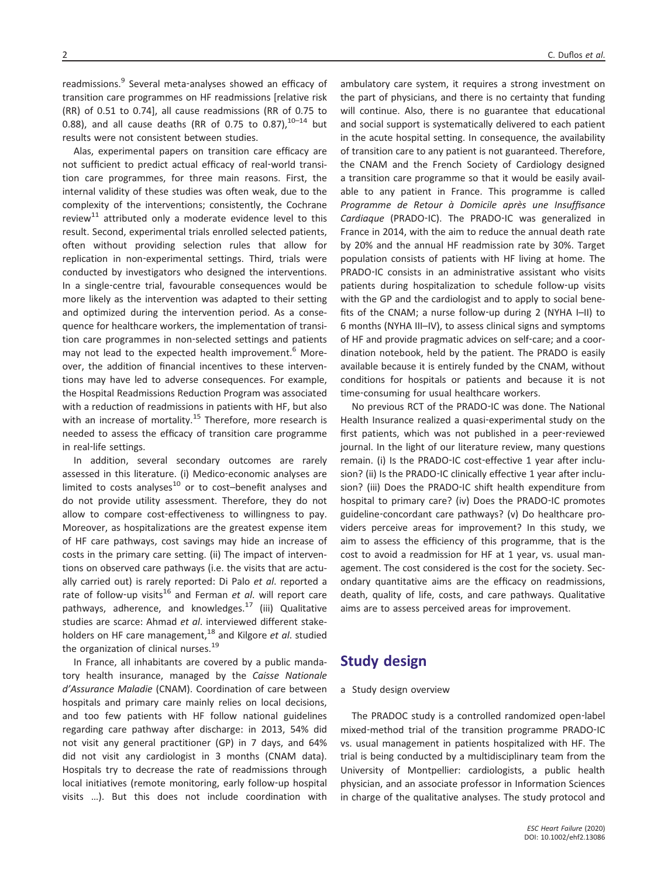readmissions.[9] Several meta-analyses showed an efficacy of transition care programmes on HF readmissions [relative risk (RR) of 0.51 to 0.74], all cause readmissions (RR of 0.75 to 0.88), and all cause deaths (RR of 0.75 to 0.87),[10–14] but results were not consistent between studies.

Alas, experimental papers on transition care efficacy are not sufficient to predict actual efficacy of real-world transition care programmes, for three main reasons. First, the internal validity of these studies was often weak, due to the complexity of the interventions; consistently, the Cochrane review[11] attributed only a moderate evidence level to this result. Second, experimental trials enrolled selected patients, often without providing selection rules that allow for replication in non-experimental settings. Third, trials were conducted by investigators who designed the interventions. In a single-centre trial, favourable consequences would be more likely as the intervention was adapted to their setting and optimized during the intervention period. As a consequence for healthcare workers, the implementation of transition care programmes in non-selected settings and patients may not lead to the expected health improvement.[6] Moreover, the addition of financial incentives to these interventions may have led to adverse consequences. For example, the Hospital Readmissions Reduction Program was associated with a reduction of readmissions in patients with HF, but also with an increase of mortality.[15] Therefore, more research is needed to assess the efficacy of transition care programme in real-life settings.

In addition, several secondary outcomes are rarely assessed in this literature. (i) Medico-economic analyses are limited to costs analyses[10] or to cost–benefit analyses and do not provide utility assessment. Therefore, they do not allow to compare cost-effectiveness to willingness to pay. Moreover, as hospitalizations are the greatest expense item of HF care pathways, cost savings may hide an increase of costs in the primary care setting. (ii) The impact of interventions on observed care pathways (i.e. the visits that are actually carried out) is rarely reported: Di Palo *et al*. reported a rate of follow-up visits[16] and Ferman *et al*. will report care pathways, adherence, and knowledges.[17] (iii) Qualitative studies are scarce: Ahmad *et al*. interviewed different stakeholders on HF care management,[18] and Kilgore *et al*. studied the organization of clinical nurses.[19]

In France, all inhabitants are covered by a public mandatory health insurance, managed by the *Caisse Nationale d'Assurance Maladie* (CNAM). Coordination of care between hospitals and primary care mainly relies on local decisions, and too few patients with HF follow national guidelines regarding care pathway after discharge: in 2013, 54% did not visit any general practitioner (GP) in 7 days, and 64% did not visit any cardiologist in 3 months (CNAM data). Hospitals try to decrease the rate of readmissions through local initiatives (remote monitoring, early follow-up hospital visits …). But this does not include coordination with ambulatory care system, it requires a strong investment on the part of physicians, and there is no certainty that funding will continue. Also, there is no guarantee that educational and social support is systematically delivered to each patient in the acute hospital setting. In consequence, the availability of transition care to any patient is not guaranteed. Therefore, the CNAM and the French Society of Cardiology designed a transition care programme so that it would be easily available to any patient in France. This programme is called *Programme de Retour à Domicile après une Insuffisance Cardiaque* (PRADO-IC). The PRADO-IC was generalized in France in 2014, with the aim to reduce the annual death rate by 20% and the annual HF readmission rate by 30%. Target population consists of patients with HF living at home. The PRADO-IC consists in an administrative assistant who visits patients during hospitalization to schedule follow-up visits with the GP and the cardiologist and to apply to social benefits of the CNAM; a nurse follow-up during 2 (NYHA I–II) to 6 months (NYHA III–IV), to assess clinical signs and symptoms of HF and provide pragmatic advices on self-care; and a coordination notebook, held by the patient. The PRADO is easily available because it is entirely funded by the CNAM, without conditions for hospitals or patients and because it is not time-consuming for usual healthcare workers.

No previous RCT of the PRADO-IC was done. The National Health Insurance realized a quasi-experimental study on the first patients, which was not published in a peer-reviewed journal. In the light of our literature review, many questions remain. (i) Is the PRADO-IC cost-effective 1 year after inclusion? (ii) Is the PRADO-IC clinically effective 1 year after inclusion? (iii) Does the PRADO-IC shift health expenditure from hospital to primary care? (iv) Does the PRADO-IC promotes guideline-concordant care pathways? (v) Do healthcare providers perceive areas for improvement? In this study, we aim to assess the efficiency of this programme, that is the cost to avoid a readmission for HF at 1 year, vs. usual management. The cost considered is the cost for the society. Secondary quantitative aims are the efficacy on readmissions, death, quality of life, costs, and care pathways. Qualitative aims are to assess perceived areas for improvement.

## Study design

a Study design overview

The PRADOC study is a controlled randomized open-label mixed-method trial of the transition programme PRADO-IC vs. usual management in patients hospitalized with HF. The trial is being conducted by a multidisciplinary team from the University of Montpellier: cardiologists, a public health physician, and an associate professor in Information Sciences in charge of the qualitative analyses. The study protocol and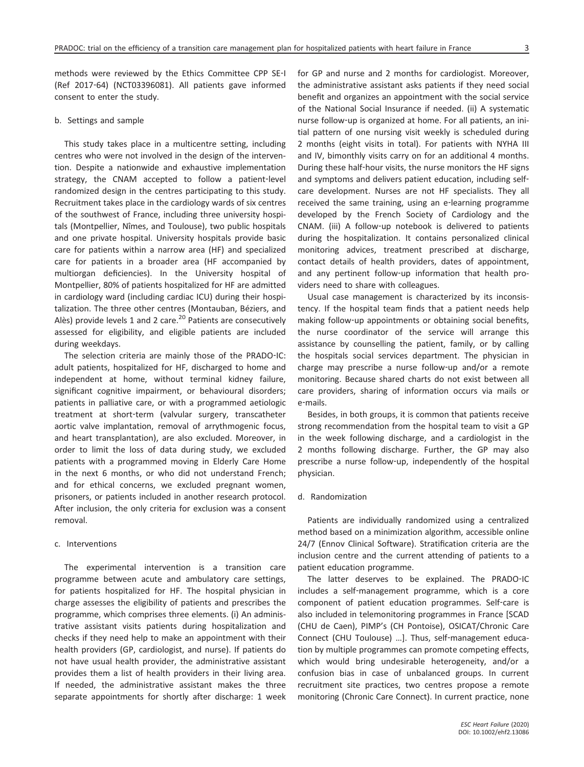methods were reviewed by the Ethics Committee CPP SE-I (Ref 2017-64) (NCT03396081). All patients gave informed consent to enter the study.

### b. Settings and sample

This study takes place in a multicentre setting, including centres who were not involved in the design of the intervention. Despite a nationwide and exhaustive implementation strategy, the CNAM accepted to follow a patient-level randomized design in the centres participating to this study. Recruitment takes place in the cardiology wards of six centres of the southwest of France, including three university hospitals (Montpellier, Nîmes, and Toulouse), two public hospitals and one private hospital. University hospitals provide basic care for patients within a narrow area (HF) and specialized care for patients in a broader area (HF accompanied by multiorgan deficiencies). In the University hospital of Montpellier, 80% of patients hospitalized for HF are admitted in cardiology ward (including cardiac ICU) during their hospitalization. The three other centres (Montauban, Béziers, and Alès) provide levels 1 and 2 care.[20] Patients are consecutively assessed for eligibility, and eligible patients are included during weekdays.

The selection criteria are mainly those of the PRADO-IC: adult patients, hospitalized for HF, discharged to home and independent at home, without terminal kidney failure, significant cognitive impairment, or behavioural disorders; patients in palliative care, or with a programmed aetiologic treatment at short-term (valvular surgery, transcatheter aortic valve implantation, removal of arrythmogenic focus, and heart transplantation), are also excluded. Moreover, in order to limit the loss of data during study, we excluded patients with a programmed moving in Elderly Care Home in the next 6 months, or who did not understand French; and for ethical concerns, we excluded pregnant women, prisoners, or patients included in another research protocol. After inclusion, the only criteria for exclusion was a consent removal.

### c. Interventions

The experimental intervention is a transition care programme between acute and ambulatory care settings, for patients hospitalized for HF. The hospital physician in charge assesses the eligibility of patients and prescribes the programme, which comprises three elements. (i) An administrative assistant visits patients during hospitalization and checks if they need help to make an appointment with their health providers (GP, cardiologist, and nurse). If patients do not have usual health provider, the administrative assistant provides them a list of health providers in their living area. If needed, the administrative assistant makes the three separate appointments for shortly after discharge: 1 week for GP and nurse and 2 months for cardiologist. Moreover, the administrative assistant asks patients if they need social benefit and organizes an appointment with the social service of the National Social Insurance if needed. (ii) A systematic nurse follow-up is organized at home. For all patients, an initial pattern of one nursing visit weekly is scheduled during 2 months (eight visits in total). For patients with NYHA III and IV, bimonthly visits carry on for an additional 4 months. During these half-hour visits, the nurse monitors the HF signs and symptoms and delivers patient education, including self-care development. Nurses are not HF specialists. They all received the same training, using an e-learning programme developed by the French Society of Cardiology and the CNAM. (iii) A follow-up notebook is delivered to patients during the hospitalization. It contains personalized clinical monitoring advices, treatment prescribed at discharge, contact details of health providers, dates of appointment, and any pertinent follow-up information that health providers need to share with colleagues.

Usual case management is characterized by its inconsistency. If the hospital team finds that a patient needs help making follow-up appointments or obtaining social benefits, the nurse coordinator of the service will arrange this assistance by counselling the patient, family, or by calling the hospitals social services department. The physician in charge may prescribe a nurse follow-up and/or a remote monitoring. Because shared charts do not exist between all care providers, sharing of information occurs via mails or e-mails.

Besides, in both groups, it is common that patients receive strong recommendation from the hospital team to visit a GP in the week following discharge, and a cardiologist in the 2 months following discharge. Further, the GP may also prescribe a nurse follow-up, independently of the hospital physician.

### d. Randomization

Patients are individually randomized using a centralized method based on a minimization algorithm, accessible online 24/7 (Ennov Clinical Software). Stratification criteria are the inclusion centre and the current attending of patients to a patient education programme.

The latter deserves to be explained. The PRADO-IC includes a self-management programme, which is a core component of patient education programmes. Self-care is also included in telemonitoring programmes in France [SCAD (CHU de Caen), PIMP's (CH Pontoise), OSICAT/Chronic Care Connect (CHU Toulouse) …]. Thus, self-management education by multiple programmes can promote competing effects, which would bring undesirable heterogeneity, and/or a confusion bias in case of unbalanced groups. In current recruitment site practices, two centres propose a remote monitoring (Chronic Care Connect). In current practice, none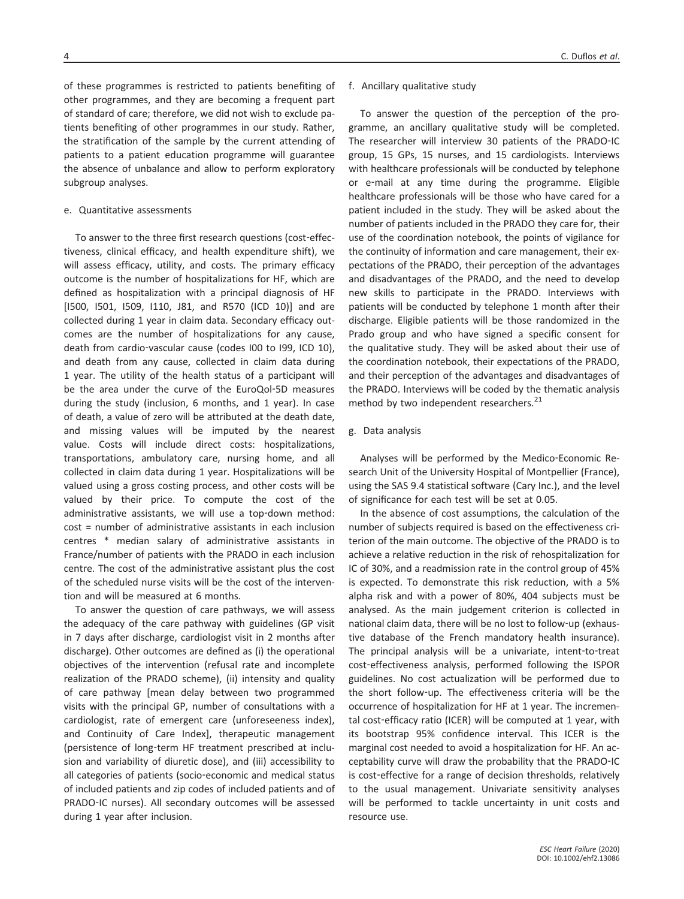of these programmes is restricted to patients benefiting of other programmes, and they are becoming a frequent part of standard of care; therefore, we did not wish to exclude patients benefiting of other programmes in our study. Rather, the stratification of the sample by the current attending of patients to a patient education programme will guarantee the absence of unbalance and allow to perform exploratory subgroup analyses.

e. Quantitative assessments

To answer to the three first research questions (cost-effectiveness, clinical efficacy, and health expenditure shift), we will assess efficacy, utility, and costs. The primary efficacy outcome is the number of hospitalizations for HF, which are defined as hospitalization with a principal diagnosis of HF [I500, I501, I509, I110, J81, and R570 (ICD 10)] and are collected during 1 year in claim data. Secondary efficacy outcomes are the number of hospitalizations for any cause, death from cardio-vascular cause (codes I00 to I99, ICD 10), and death from any cause, collected in claim data during 1 year. The utility of the health status of a participant will be the area under the curve of the EuroQol-5D measures during the study (inclusion, 6 months, and 1 year). In case of death, a value of zero will be attributed at the death date, and missing values will be imputed by the nearest value. Costs will include direct costs: hospitalizations, transportations, ambulatory care, nursing home, and all collected in claim data during 1 year. Hospitalizations will be valued using a gross costing process, and other costs will be valued by their price. To compute the cost of the administrative assistants, we will use a top-down method: cost = number of administrative assistants in each inclusion centres * median salary of administrative assistants in France/number of patients with the PRADO in each inclusion centre. The cost of the administrative assistant plus the cost of the scheduled nurse visits will be the cost of the intervention and will be measured at 6 months.

To answer the question of care pathways, we will assess the adequacy of the care pathway with guidelines (GP visit in 7 days after discharge, cardiologist visit in 2 months after discharge). Other outcomes are defined as (i) the operational objectives of the intervention (refusal rate and incomplete realization of the PRADO scheme), (ii) intensity and quality of care pathway [mean delay between two programmed visits with the principal GP, number of consultations with a cardiologist, rate of emergent care (unforeseeness index), and Continuity of Care Index], therapeutic management (persistence of long-term HF treatment prescribed at inclusion and variability of diuretic dose), and (iii) accessibility to all categories of patients (socio-economic and medical status of included patients and zip codes of included patients and of PRADO-IC nurses). All secondary outcomes will be assessed during 1 year after inclusion.

f. Ancillary qualitative study

To answer the question of the perception of the programme, an ancillary qualitative study will be completed. The researcher will interview 30 patients of the PRADO-IC group, 15 GPs, 15 nurses, and 15 cardiologists. Interviews with healthcare professionals will be conducted by telephone or e-mail at any time during the programme. Eligible healthcare professionals will be those who have cared for a patient included in the study. They will be asked about the number of patients included in the PRADO they care for, their use of the coordination notebook, the points of vigilance for the continuity of information and care management, their expectations of the PRADO, their perception of the advantages and disadvantages of the PRADO, and the need to develop new skills to participate in the PRADO. Interviews with patients will be conducted by telephone 1 month after their discharge. Eligible patients will be those randomized in the Prado group and who have signed a specific consent for the qualitative study. They will be asked about their use of the coordination notebook, their expectations of the PRADO, and their perception of the advantages and disadvantages of the PRADO. Interviews will be coded by the thematic analysis method by two independent researchers.[21]

g. Data analysis

Analyses will be performed by the Medico-Economic Research Unit of the University Hospital of Montpellier (France), using the SAS 9.4 statistical software (Cary Inc.), and the level of significance for each test will be set at 0.05.

In the absence of cost assumptions, the calculation of the number of subjects required is based on the effectiveness criterion of the main outcome. The objective of the PRADO is to achieve a relative reduction in the risk of rehospitalization for IC of 30%, and a readmission rate in the control group of 45% is expected. To demonstrate this risk reduction, with a 5% alpha risk and with a power of 80%, 404 subjects must be analysed. As the main judgement criterion is collected in national claim data, there will be no lost to follow-up (exhaustive database of the French mandatory health insurance). The principal analysis will be a univariate, intent-to-treat cost-effectiveness analysis, performed following the ISPOR guidelines. No cost actualization will be performed due to the short follow-up. The effectiveness criteria will be the occurrence of hospitalization for HF at 1 year. The incremental cost-efficacy ratio (ICER) will be computed at 1 year, with its bootstrap 95% confidence interval. This ICER is the marginal cost needed to avoid a hospitalization for HF. An acceptability curve will draw the probability that the PRADO-IC is cost-effective for a range of decision thresholds, relatively to the usual management. Univariate sensitivity analyses will be performed to tackle uncertainty in unit costs and resource use.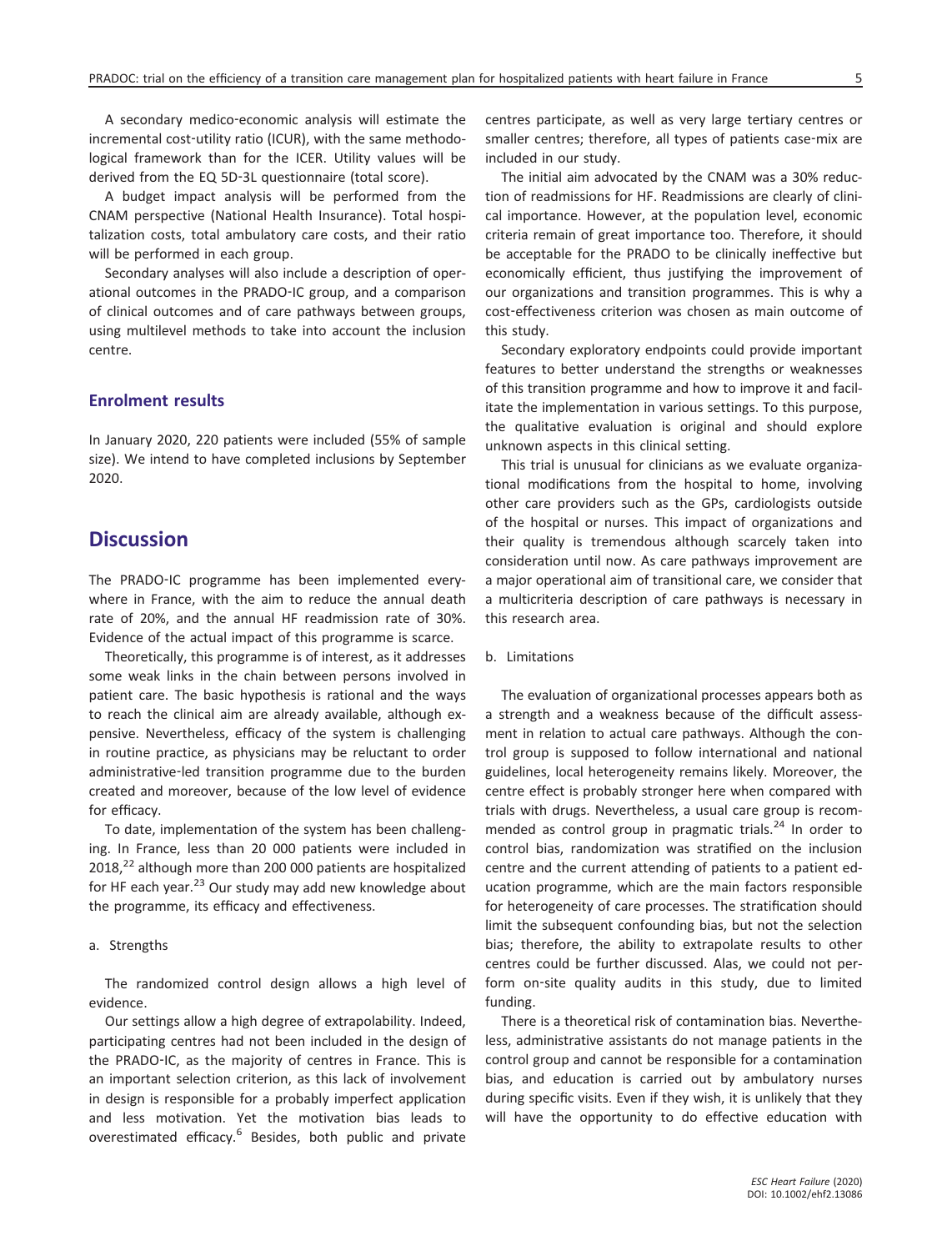A secondary medico-economic analysis will estimate the incremental cost-utility ratio (ICUR), with the same methodological framework than for the ICER. Utility values will be derived from the EQ 5D-3L questionnaire (total score).

A budget impact analysis will be performed from the CNAM perspective (National Health Insurance). Total hospitalization costs, total ambulatory care costs, and their ratio will be performed in each group.

Secondary analyses will also include a description of operational outcomes in the PRADO-IC group, and a comparison of clinical outcomes and of care pathways between groups, using multilevel methods to take into account the inclusion centre.

## Enrolment results

In January 2020, 220 patients were included (55% of sample size). We intend to have completed inclusions by September 2020.

# Discussion

The PRADO-IC programme has been implemented everywhere in France, with the aim to reduce the annual death rate of 20%, and the annual HF readmission rate of 30%. Evidence of the actual impact of this programme is scarce.

Theoretically, this programme is of interest, as it addresses some weak links in the chain between persons involved in patient care. The basic hypothesis is rational and the ways to reach the clinical aim are already available, although expensive. Nevertheless, efficacy of the system is challenging in routine practice, as physicians may be reluctant to order administrative-led transition programme due to the burden created and moreover, because of the low level of evidence for efficacy.

To date, implementation of the system has been challenging. In France, less than 20 000 patients were included in 2018,[22] although more than 200 000 patients are hospitalized for HF each year.[23] Our study may add new knowledge about the programme, its efficacy and effectiveness.

a. Strengths

The randomized control design allows a high level of evidence.

Our settings allow a high degree of extrapolability. Indeed, participating centres had not been included in the design of the PRADO-IC, as the majority of centres in France. This is an important selection criterion, as this lack of involvement in design is responsible for a probably imperfect application and less motivation. Yet the motivation bias leads to overestimated efficacy.[6] Besides, both public and private centres participate, as well as very large tertiary centres or smaller centres; therefore, all types of patients case-mix are included in our study.

The initial aim advocated by the CNAM was a 30% reduction of readmissions for HF. Readmissions are clearly of clinical importance. However, at the population level, economic criteria remain of great importance too. Therefore, it should be acceptable for the PRADO to be clinically ineffective but economically efficient, thus justifying the improvement of our organizations and transition programmes. This is why a cost-effectiveness criterion was chosen as main outcome of this study.

Secondary exploratory endpoints could provide important features to better understand the strengths or weaknesses of this transition programme and how to improve it and facilitate the implementation in various settings. To this purpose, the qualitative evaluation is original and should explore unknown aspects in this clinical setting.

This trial is unusual for clinicians as we evaluate organizational modifications from the hospital to home, involving other care providers such as the GPs, cardiologists outside of the hospital or nurses. This impact of organizations and their quality is tremendous although scarcely taken into consideration until now. As care pathways improvement are a major operational aim of transitional care, we consider that a multicriteria description of care pathways is necessary in this research area.

b. Limitations

The evaluation of organizational processes appears both as a strength and a weakness because of the difficult assessment in relation to actual care pathways. Although the control group is supposed to follow international and national guidelines, local heterogeneity remains likely. Moreover, the centre effect is probably stronger here when compared with trials with drugs. Nevertheless, a usual care group is recommended as control group in pragmatic trials.[24] In order to control bias, randomization was stratified on the inclusion centre and the current attending of patients to a patient education programme, which are the main factors responsible for heterogeneity of care processes. The stratification should limit the subsequent confounding bias, but not the selection bias; therefore, the ability to extrapolate results to other centres could be further discussed. Alas, we could not perform on-site quality audits in this study, due to limited funding.

There is a theoretical risk of contamination bias. Nevertheless, administrative assistants do not manage patients in the control group and cannot be responsible for a contamination bias, and education is carried out by ambulatory nurses during specific visits. Even if they wish, it is unlikely that they will have the opportunity to do effective education with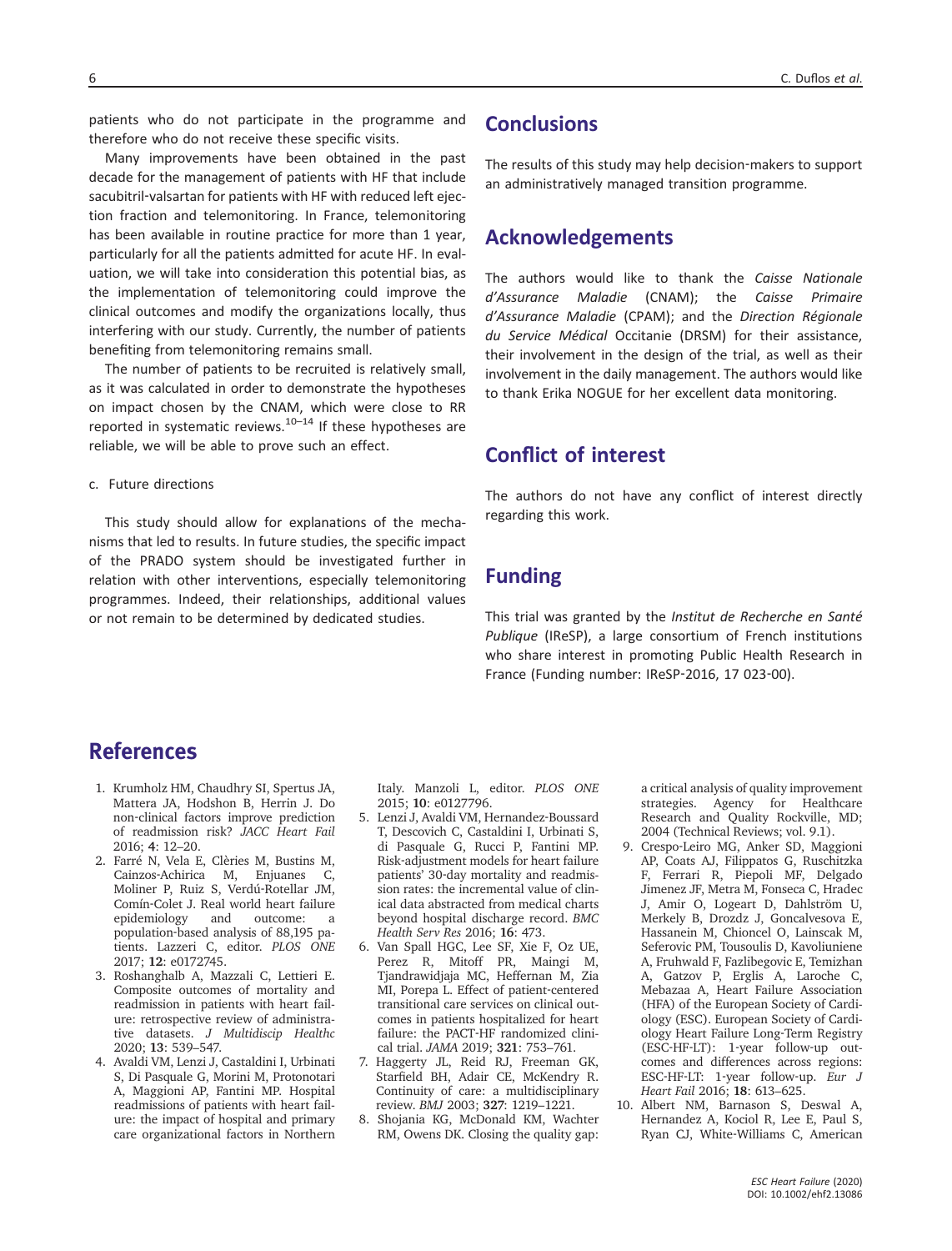patients who do not participate in the programme and therefore who do not receive these specific visits.

Many improvements have been obtained in the past decade for the management of patients with HF that include sacubitril-valsartan for patients with HF with reduced left ejection fraction and telemonitoring. In France, telemonitoring has been available in routine practice for more than 1 year, particularly for all the patients admitted for acute HF. In evaluation, we will take into consideration this potential bias, as the implementation of telemonitoring could improve the clinical outcomes and modify the organizations locally, thus interfering with our study. Currently, the number of patients benefiting from telemonitoring remains small.

The number of patients to be recruited is relatively small, as it was calculated in order to demonstrate the hypotheses on impact chosen by the CNAM, which were close to RR reported in systematic reviews.[10–14] If these hypotheses are reliable, we will be able to prove such an effect.

c. Future directions

This study should allow for explanations of the mechanisms that led to results. In future studies, the specific impact of the PRADO system should be investigated further in relation with other interventions, especially telemonitoring programmes. Indeed, their relationships, additional values or not remain to be determined by dedicated studies.

## Conclusions

The results of this study may help decision-makers to support an administratively managed transition programme.

## Acknowledgements

The authors would like to thank the *Caisse Nationale d'Assurance Maladie* (CNAM); the *Caisse Primaire d'Assurance Maladie* (CPAM); and the *Direction Régionale du Service Médical* Occitanie (DRSM) for their assistance, their involvement in the design of the trial, as well as their involvement in the daily management. The authors would like to thank Erika NOGUE for her excellent data monitoring.

## Conflict of interest

The authors do not have any conflict of interest directly regarding this work.

## Funding

This trial was granted by the *Institut de Recherche en Santé Publique* (IReSP), a large consortium of French institutions who share interest in promoting Public Health Research in France (Funding number: IReSP-2016, 17 023-00).

## References

1. Krumholz HM, Chaudhry SI, Spertus JA, Mattera JA, Hodshon B, Herrin J. Do non-clinical factors improve prediction of readmission risk? *JACC Heart Fail* 2016; **4**: 12–20.
2. Farré N, Vela E, Clèries M, Bustins M, Cainzos-Achirica M, Enjuanes C, Moliner P, Ruiz S, Verdú-Rotellar JM, Comín-Colet J. Real world heart failure epidemiology and outcome: a population-based analysis of 88,195 patients. Lazzeri C, editor. *PLOS ONE* 2017; **12**: e0172745.
3. Roshanghalb A, Mazzali C, Lettieri E. Composite outcomes of mortality and readmission in patients with heart failure: retrospective review of administrative datasets. *J Multidiscip Healthc* 2020; **13**: 539–547.
4. Avaldi VM, Lenzi J, Castaldini I, Urbinati S, Di Pasquale G, Morini M, Protonotari A, Maggioni AP, Fantini MP. Hospital readmissions of patients with heart failure: the impact of hospital and primary care organizational factors in Northern Italy. Manzoli L, editor. *PLOS ONE* 2015; **10**: e0127796.
5. Lenzi J, Avaldi VM, Hernandez-Boussard T, Descovich C, Castaldini I, Urbinati S, di Pasquale G, Rucci P, Fantini MP. Risk-adjustment models for heart failure patients' 30-day mortality and readmission rates: the incremental value of clinical data abstracted from medical charts beyond hospital discharge record. *BMC Health Serv Res* 2016; **16**: 473.
6. Van Spall HGC, Lee SF, Xie F, Oz UE, Perez R, Mitoff PR, Maingi M, Tjandrawidjaja MC, Heffernan M, Zia MI, Porepa L. Effect of patient-centered transitional care services on clinical outcomes in patients hospitalized for heart failure: the PACT-HF randomized clinical trial. *JAMA* 2019; **321**: 753–761.
7. Haggerty JL, Reid RJ, Freeman GK, Starfield BH, Adair CE, McKendry R. Continuity of care: a multidisciplinary review. *BMJ* 2003; **327**: 1219–1221.
8. Shojania KG, McDonald KM, Wachter RM, Owens DK. Closing the quality gap: a critical analysis of quality improvement strategies. Agency for Healthcare Research and Quality Rockville, MD; 2004 (Technical Reviews; vol. 9.1).
9. Crespo-Leiro MG, Anker SD, Maggioni AP, Coats AJ, Filippatos G, Ruschitzka F, Ferrari R, Piepoli MF, Delgado Jimenez JF, Metra M, Fonseca C, Hradec J, Amir O, Logeart D, Dahlström U, Merkely B, Drozdz J, Goncalvesova E, Hassanein M, Chioncel O, Lainscak M, Seferovic PM, Tousoulis D, Kavoliuniene A, Fruhwald F, Fazlibegovic E, Temizhan A, Gatzov P, Erglis A, Laroche C, Mebazaa A, Heart Failure Association (HFA) of the European Society of Cardiology (ESC). European Society of Cardiology Heart Failure Long-Term Registry (ESC-HF-LT): 1-year follow-up outcomes and differences across regions: ESC-HF-LT: 1-year follow-up. *Eur J Heart Fail* 2016; **18**: 613–625.
10. Albert NM, Barnason S, Deswal A, Hernandez A, Kociol R, Lee E, Paul S, Ryan CJ, White-Williams C, American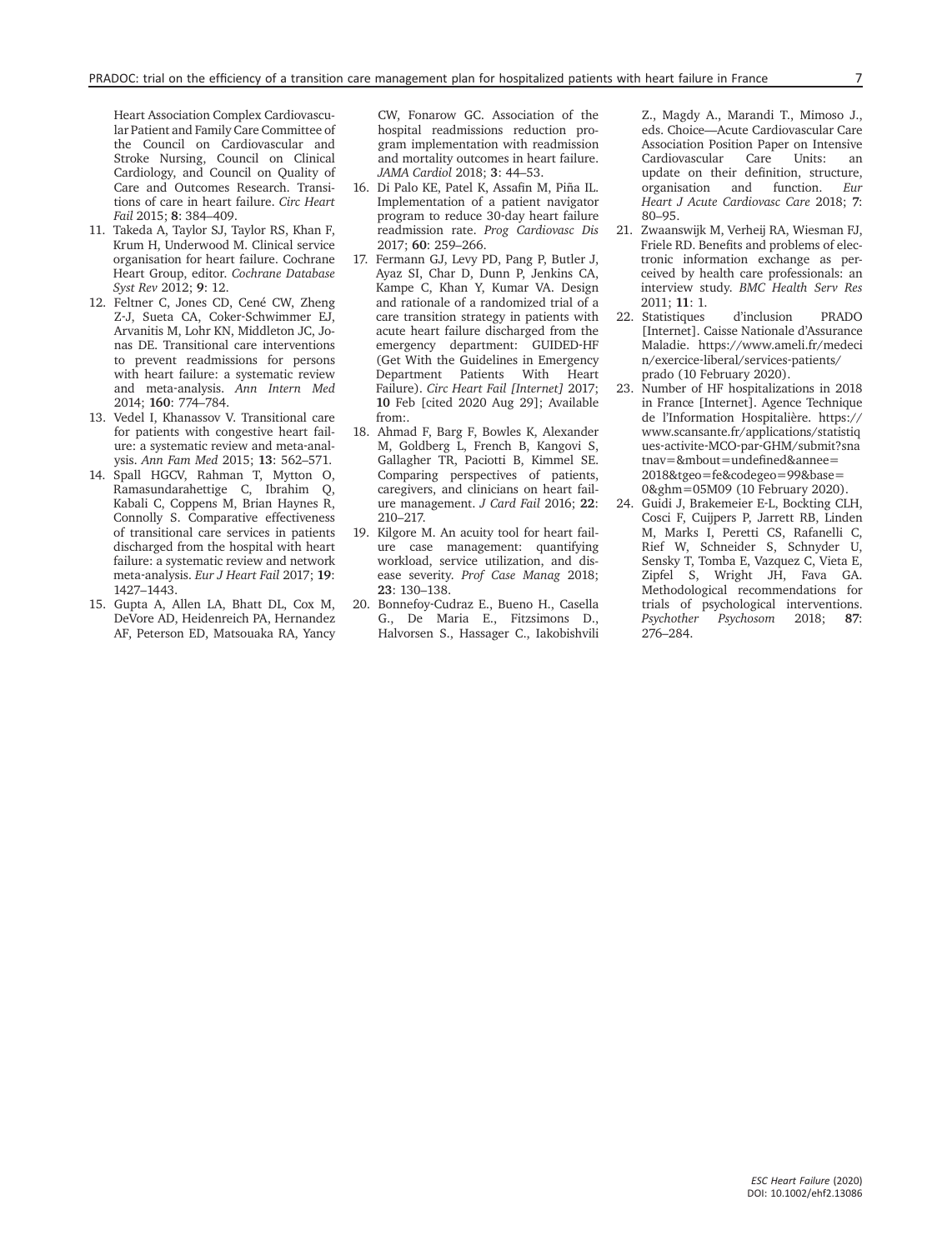Heart Association Complex Cardiovascular Patient and Family Care Committee of the Council on Cardiovascular and Stroke Nursing, Council on Clinical Cardiology, and Council on Quality of Care and Outcomes Research. Transitions of care in heart failure. *Circ Heart Fail* 2015; **8**: 384–409.

11. Takeda A, Taylor SJ, Taylor RS, Khan F, Krum H, Underwood M. Clinical service organisation for heart failure. Cochrane Heart Group, editor. *Cochrane Database Syst Rev* 2012; **9**: 12.
12. Feltner C, Jones CD, Cené CW, Zheng Z-J, Sueta CA, Coker-Schwimmer EJ, Arvanitis M, Lohr KN, Middleton JC, Jonas DE. Transitional care interventions to prevent readmissions for persons with heart failure: a systematic review and meta-analysis. *Ann Intern Med* 2014; **160**: 774–784.
13. Vedel I, Khanassov V. Transitional care for patients with congestive heart failure: a systematic review and meta-analysis. *Ann Fam Med* 2015; **13**: 562–571.
14. Spall HGCV, Rahman T, Mytton O, Ramasundarahettige C, Ibrahim Q, Kabali C, Coppens M, Brian Haynes R, Connolly S. Comparative effectiveness of transitional care services in patients discharged from the hospital with heart failure: a systematic review and network meta-analysis. *Eur J Heart Fail* 2017; **19**: 1427–1443.
15. Gupta A, Allen LA, Bhatt DL, Cox M, DeVore AD, Heidenreich PA, Hernandez AF, Peterson ED, Matsouaka RA, Yancy CW, Fonarow GC. Association of the hospital readmissions reduction program implementation with readmission and mortality outcomes in heart failure. *JAMA Cardiol* 2018; **3**: 44–53.
16. Di Palo KE, Patel K, Assafin M, Piña IL. Implementation of a patient navigator program to reduce 30-day heart failure readmission rate. *Prog Cardiovasc Dis* 2017; **60**: 259–266.
17. Fermann GJ, Levy PD, Pang P, Butler J, Ayaz SI, Char D, Dunn P, Jenkins CA, Kampe C, Khan Y, Kumar VA. Design and rationale of a randomized trial of a care transition strategy in patients with acute heart failure discharged from the emergency department: GUIDED-HF (Get With the Guidelines in Emergency Department Patients With Heart Failure). *Circ Heart Fail [Internet]* 2017; **10** Feb [cited 2020 Aug 29]; Available from:.
18. Ahmad F, Barg F, Bowles K, Alexander M, Goldberg L, French B, Kangovi S, Gallagher TR, Paciotti B, Kimmel SE. Comparing perspectives of patients, caregivers, and clinicians on heart failure management. *J Card Fail* 2016; **22**: 210–217.
19. Kilgore M. An acuity tool for heart failure case management: quantifying workload, service utilization, and disease severity. *Prof Case Manag* 2018; **23**: 130–138.
20. Bonnefoy-Cudraz E., Bueno H., Casella G., De Maria E., Fitzsimons D., Halvorsen S., Hassager C., Iakobishvili Z., Magdy A., Marandi T., Mimoso J., eds. Choice—Acute Cardiovascular Care Association Position Paper on Intensive Cardiovascular Care Units: an update on their definition, structure, organisation and function. *Eur Heart J Acute Cardiovasc Care* 2018; **7**: 80–95.
21. Zwaanswijk M, Verheij RA, Wiesman FJ, Friele RD. Benefits and problems of electronic information exchange as perceived by health care professionals: an interview study. *BMC Health Serv Res* 2011; **11**: 1.
22. Statistiques d'inclusion PRADO [Internet]. Caisse Nationale d'Assurance Maladie. https://www.ameli.fr/medecin/exercice-liberal/services-patients/prado (10 February 2020).
23. Number of HF hospitalizations in 2018 in France [Internet]. Agence Technique de l'Information Hospitalière. https://www.scansante.fr/applications/statistiques-activite-MCO-par-GHM/submit?snatnav=&mbout=undefined&annee=2018&tgeo=fe&codegeo=99&base=0&ghm=05M09 (10 February 2020).
24. Guidi J, Brakemeier E-L, Bockting CLH, Cosci F, Cuijpers P, Jarrett RB, Linden M, Marks I, Peretti CS, Rafanelli C, Rief W, Schneider S, Schnyder U, Sensky T, Tomba E, Vazquez C, Vieta E, Zipfel S, Wright JH, Fava GA. Methodological recommendations for trials of psychological interventions. *Psychother Psychosom* 2018; **87**: 276–284.